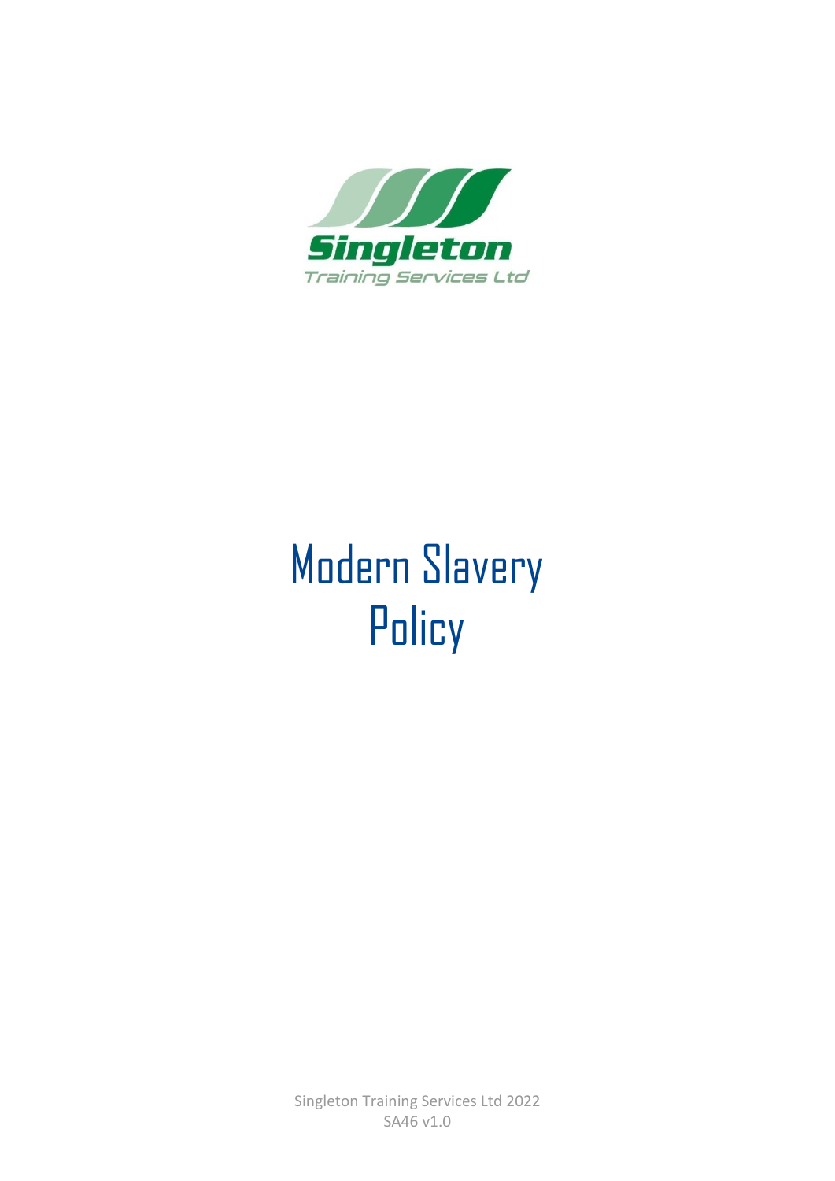Singleton

Training Services Ltd

# Modern Slavery Policy

Singleton Training Services Ltd 2022
SA46 v1.0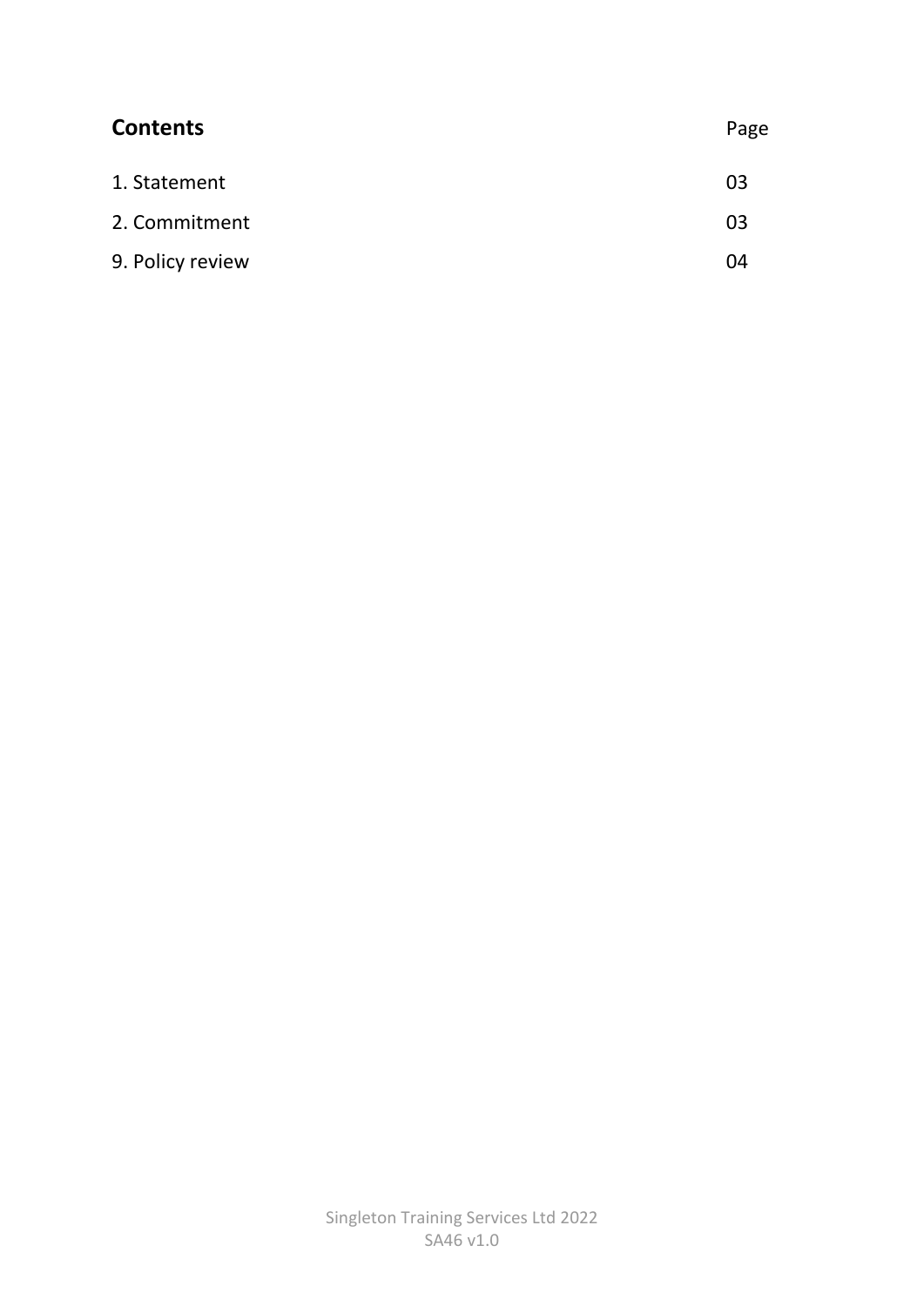## Contents

| | Page |
|---|---|
| 1. Statement | 03 |
| 2. Commitment | 03 |
| 9. Policy review | 04 |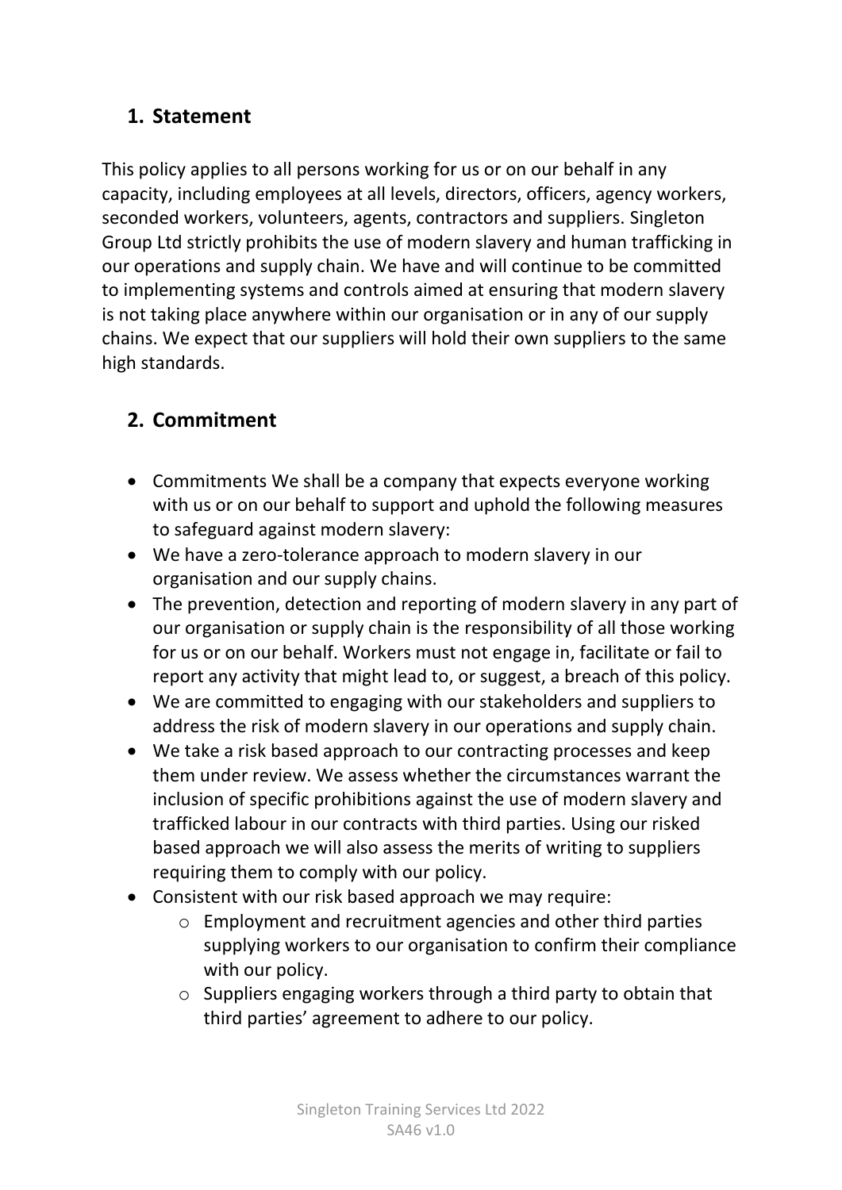## 1. Statement

This policy applies to all persons working for us or on our behalf in any capacity, including employees at all levels, directors, officers, agency workers, seconded workers, volunteers, agents, contractors and suppliers. Singleton Group Ltd strictly prohibits the use of modern slavery and human trafficking in our operations and supply chain. We have and will continue to be committed to implementing systems and controls aimed at ensuring that modern slavery is not taking place anywhere within our organisation or in any of our supply chains. We expect that our suppliers will hold their own suppliers to the same high standards.

## 2. Commitment

- Commitments We shall be a company that expects everyone working with us or on our behalf to support and uphold the following measures to safeguard against modern slavery:
- We have a zero-tolerance approach to modern slavery in our organisation and our supply chains.
- The prevention, detection and reporting of modern slavery in any part of our organisation or supply chain is the responsibility of all those working for us or on our behalf. Workers must not engage in, facilitate or fail to report any activity that might lead to, or suggest, a breach of this policy.
- We are committed to engaging with our stakeholders and suppliers to address the risk of modern slavery in our operations and supply chain.
- We take a risk based approach to our contracting processes and keep them under review. We assess whether the circumstances warrant the inclusion of specific prohibitions against the use of modern slavery and trafficked labour in our contracts with third parties. Using our risked based approach we will also assess the merits of writing to suppliers requiring them to comply with our policy.
- Consistent with our risk based approach we may require:
    - Employment and recruitment agencies and other third parties supplying workers to our organisation to confirm their compliance with our policy.
    - Suppliers engaging workers through a third party to obtain that third parties' agreement to adhere to our policy.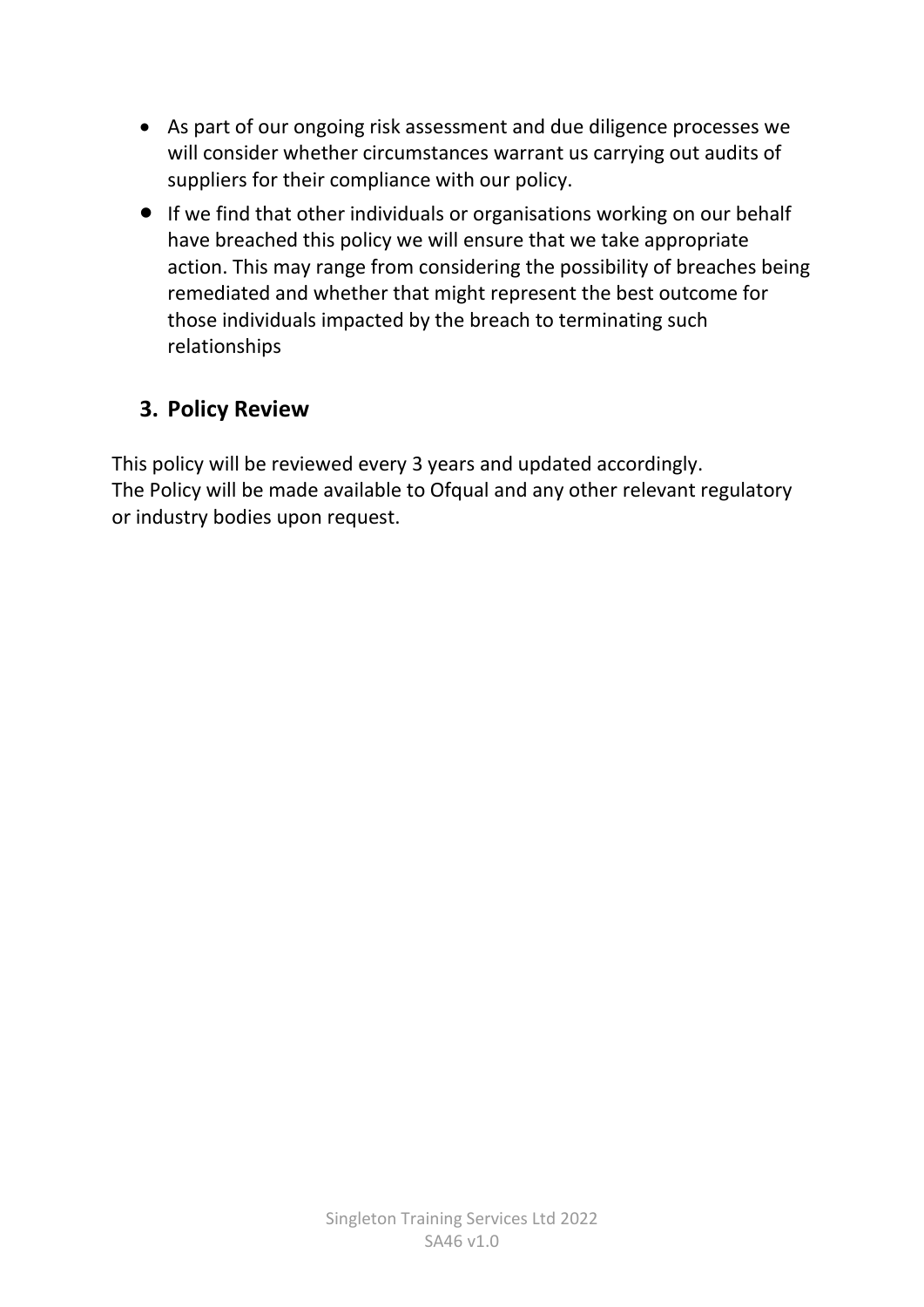- As part of our ongoing risk assessment and due diligence processes we will consider whether circumstances warrant us carrying out audits of suppliers for their compliance with our policy.
- If we find that other individuals or organisations working on our behalf have breached this policy we will ensure that we take appropriate action. This may range from considering the possibility of breaches being remediated and whether that might represent the best outcome for those individuals impacted by the breach to terminating such relationships

## 3. Policy Review

This policy will be reviewed every 3 years and updated accordingly.
The Policy will be made available to Ofqual and any other relevant regulatory or industry bodies upon request.